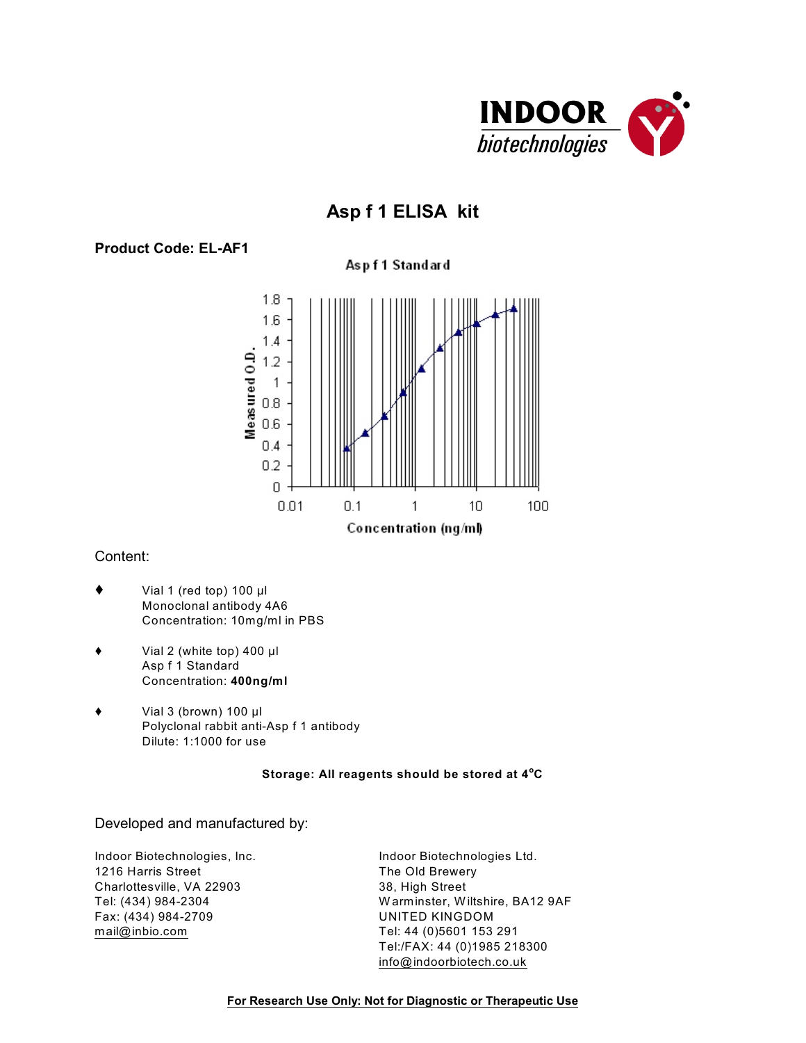INDOOR biotechnologies

# Asp f 1 ELISA kit

**Product Code: EL-AF1**

Asp f 1 Standard

Content:

- Vial 1 (red top) 100 µl
  Monoclonal antibody 4A6
  Concentration: 10mg/ml in PBS

- Vial 2 (white top) 400 µl
  Asp f 1 Standard
  Concentration: **400ng/ml**

- Vial 3 (brown) 100 µl
  Polyclonal rabbit anti-Asp f 1 antibody
  Dilute: 1:1000 for use

**Storage: All reagents should be stored at 4°C**

Developed and manufactured by:

Indoor Biotechnologies, Inc.
1216 Harris Street
Charlottesville, VA 22903
Tel: (434) 984-2304
Fax: (434) 984-2709
mail@inbio.com

Indoor Biotechnologies Ltd.
The Old Brewery
38, High Street
Warminster, Wiltshire, BA12 9AF
UNITED KINGDOM
Tel: 44 (0)5601 153 291
Tel:/FAX: 44 (0)1985 218300
info@indoorbiotech.co.uk

**For Research Use Only: Not for Diagnostic or Therapeutic Use**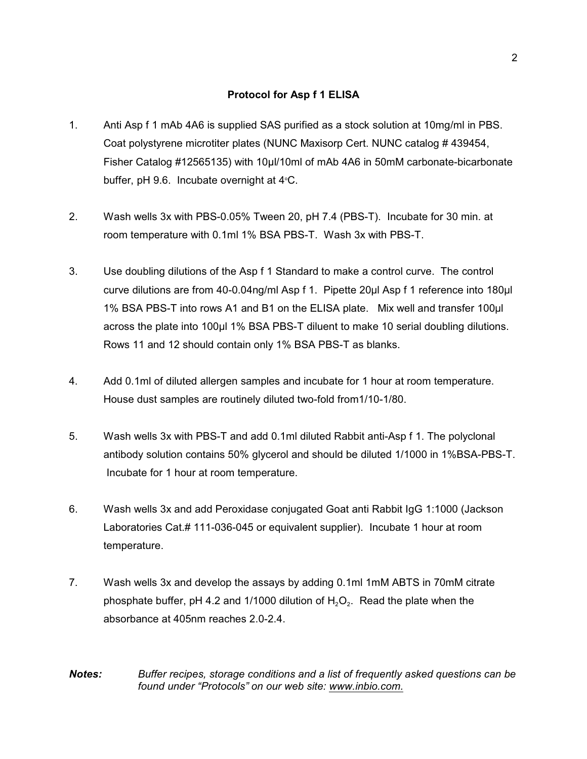## Protocol for Asp f 1 ELISA

1. Anti Asp f 1 mAb 4A6 is supplied SAS purified as a stock solution at 10mg/ml in PBS. Coat polystyrene microtiter plates (NUNC Maxisorp Cert. NUNC catalog # 439454, Fisher Catalog #12565135) with 10µl/10ml of mAb 4A6 in 50mM carbonate-bicarbonate buffer, pH 9.6. Incubate overnight at 4°C.

2. Wash wells 3x with PBS-0.05% Tween 20, pH 7.4 (PBS-T). Incubate for 30 min. at room temperature with 0.1ml 1% BSA PBS-T. Wash 3x with PBS-T.

3. Use doubling dilutions of the Asp f 1 Standard to make a control curve. The control curve dilutions are from 40-0.04ng/ml Asp f 1. Pipette 20µl Asp f 1 reference into 180µl 1% BSA PBS-T into rows A1 and B1 on the ELISA plate. Mix well and transfer 100µl across the plate into 100µl 1% BSA PBS-T diluent to make 10 serial doubling dilutions. Rows 11 and 12 should contain only 1% BSA PBS-T as blanks.

4. Add 0.1ml of diluted allergen samples and incubate for 1 hour at room temperature. House dust samples are routinely diluted two-fold from1/10-1/80.

5. Wash wells 3x with PBS-T and add 0.1ml diluted Rabbit anti-Asp f 1. The polyclonal antibody solution contains 50% glycerol and should be diluted 1/1000 in 1%BSA-PBS-T. Incubate for 1 hour at room temperature.

6. Wash wells 3x and add Peroxidase conjugated Goat anti Rabbit IgG 1:1000 (Jackson Laboratories Cat.# 111-036-045 or equivalent supplier). Incubate 1 hour at room temperature.

7. Wash wells 3x and develop the assays by adding 0.1ml 1mM ABTS in 70mM citrate phosphate buffer, pH 4.2 and 1/1000 dilution of $H_2O_2$. Read the plate when the absorbance at 405nm reaches 2.0-2.4.

***Notes:*** *Buffer recipes, storage conditions and a list of frequently asked questions can be found under "Protocols" on our web site: www.inbio.com.*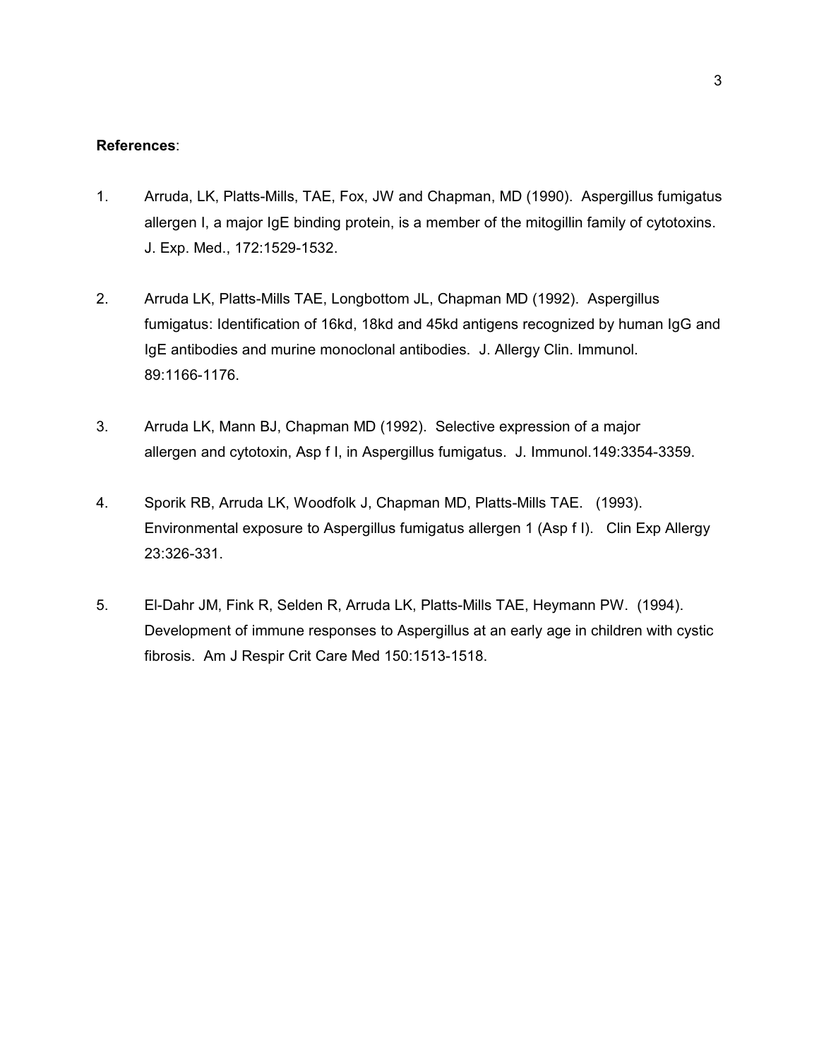**References**:

1. Arruda, LK, Platts-Mills, TAE, Fox, JW and Chapman, MD (1990). Aspergillus fumigatus allergen I, a major IgE binding protein, is a member of the mitogillin family of cytotoxins. J. Exp. Med., 172:1529-1532.

2. Arruda LK, Platts-Mills TAE, Longbottom JL, Chapman MD (1992). Aspergillus fumigatus: Identification of 16kd, 18kd and 45kd antigens recognized by human IgG and IgE antibodies and murine monoclonal antibodies. J. Allergy Clin. Immunol. 89:1166-1176.

3. Arruda LK, Mann BJ, Chapman MD (1992). Selective expression of a major allergen and cytotoxin, Asp f I, in Aspergillus fumigatus. J. Immunol.149:3354-3359.

4. Sporik RB, Arruda LK, Woodfolk J, Chapman MD, Platts-Mills TAE. (1993). Environmental exposure to Aspergillus fumigatus allergen 1 (Asp f I). Clin Exp Allergy 23:326-331.

5. El-Dahr JM, Fink R, Selden R, Arruda LK, Platts-Mills TAE, Heymann PW. (1994). Development of immune responses to Aspergillus at an early age in children with cystic fibrosis. Am J Respir Crit Care Med 150:1513-1518.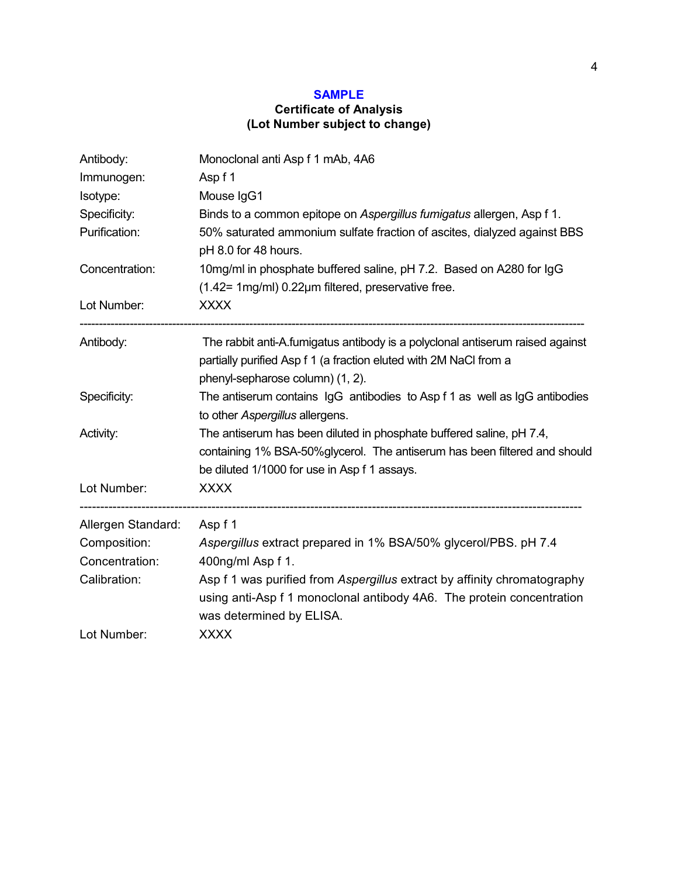**SAMPLE**

**Certificate of Analysis**
**(Lot Number subject to change)**

| | |
|---|---|
| Antibody: | Monoclonal anti Asp f 1 mAb, 4A6 |
| Immunogen: | Asp f 1 |
| Isotype: | Mouse IgG1 |
| Specificity: | Binds to a common epitope on *Aspergillus fumigatus* allergen, Asp f 1. |
| Purification: | 50% saturated ammonium sulfate fraction of ascites, dialyzed against BBS pH 8.0 for 48 hours. |
| Concentration: | 10mg/ml in phosphate buffered saline, pH 7.2. Based on A280 for IgG (1.42= 1mg/ml) 0.22µm filtered, preservative free. |
| Lot Number: | XXXX |

---

| | |
|---|---|
| Antibody: | The rabbit anti-A.fumigatus antibody is a polyclonal antiserum raised against partially purified Asp f 1 (a fraction eluted with 2M NaCl from a phenyl-sepharose column) (1, 2). |
| Specificity: | The antiserum contains IgG antibodies to Asp f 1 as well as IgG antibodies to other *Aspergillus* allergens. |
| Activity: | The antiserum has been diluted in phosphate buffered saline, pH 7.4, containing 1% BSA-50%glycerol. The antiserum has been filtered and should be diluted 1/1000 for use in Asp f 1 assays. |
| Lot Number: | XXXX |

---

| | |
|---|---|
| Allergen Standard: | Asp f 1 |
| Composition: | *Aspergillus* extract prepared in 1% BSA/50% glycerol/PBS. pH 7.4 |
| Concentration: | 400ng/ml Asp f 1. |
| Calibration: | Asp f 1 was purified from *Aspergillus* extract by affinity chromatography using anti-Asp f 1 monoclonal antibody 4A6. The protein concentration was determined by ELISA. |
| Lot Number: | XXXX |